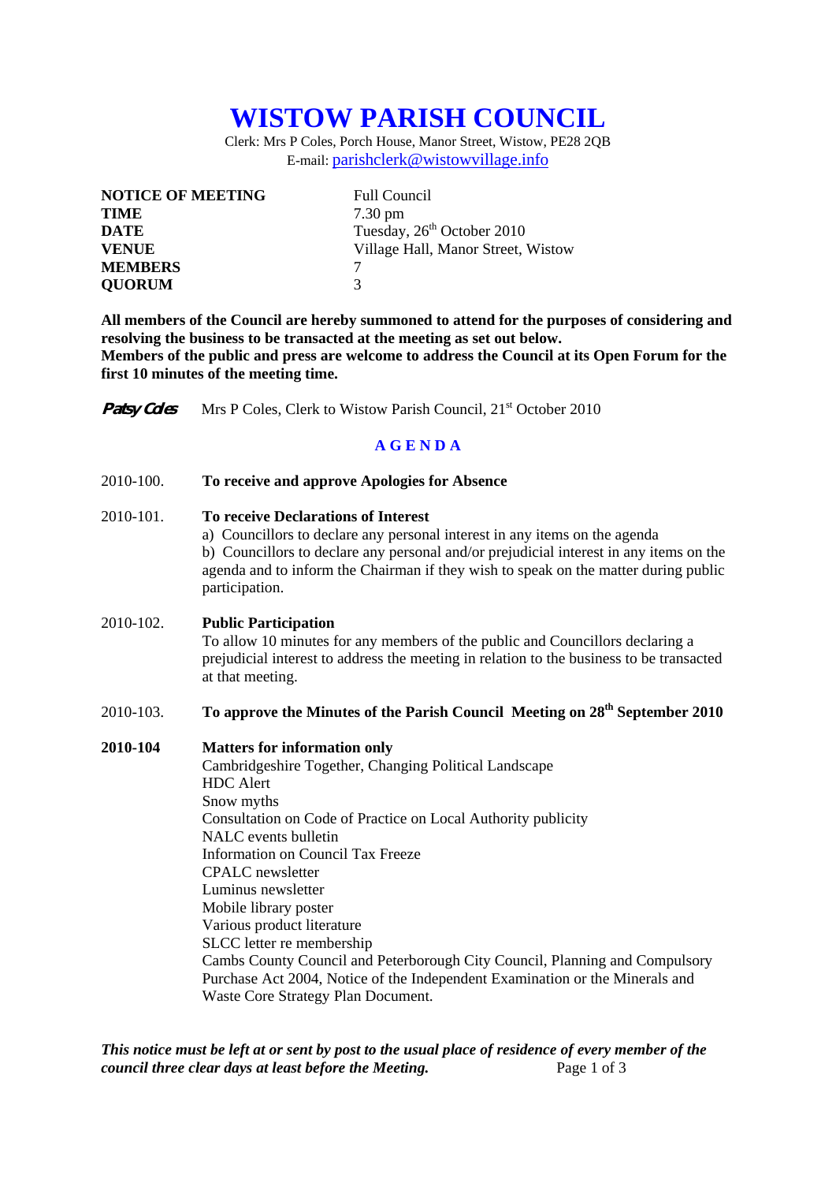# WISTOW PARISH COUNCIL

Clerk: Mrs P Coles, Porch House, Manor Street, Wistow, PE28 2QB
E-mail: parishclerk@wistowvillage.info

| | |
|---|---|
| **NOTICE OF MEETING** | Full Council |
| **TIME** | 7.30 pm |
| **DATE** | Tuesday, 26th October 2010 |
| **VENUE** | Village Hall, Manor Street, Wistow |
| **MEMBERS** | 7 |
| **QUORUM** | 3 |

**All members of the Council are hereby summoned to attend for the purposes of considering and resolving the business to be transacted at the meeting as set out below.**
**Members of the public and press are welcome to address the Council at its Open Forum for the first 10 minutes of the meeting time.**

*Patsy Coles* Mrs P Coles, Clerk to Wistow Parish Council, 21st October 2010

## AGENDA

2010-100. **To receive and approve Apologies for Absence**

2010-101. **To receive Declarations of Interest**
a) Councillors to declare any personal interest in any items on the agenda
b) Councillors to declare any personal and/or prejudicial interest in any items on the agenda and to inform the Chairman if they wish to speak on the matter during public participation.

2010-102. **Public Participation**
To allow 10 minutes for any members of the public and Councillors declaring a prejudicial interest to address the meeting in relation to the business to be transacted at that meeting.

2010-103. **To approve the Minutes of the Parish Council Meeting on 28th September 2010**

**2010-104** **Matters for information only**
Cambridgeshire Together, Changing Political Landscape
HDC Alert
Snow myths
Consultation on Code of Practice on Local Authority publicity
NALC events bulletin
Information on Council Tax Freeze
CPALC newsletter
Luminus newsletter
Mobile library poster
Various product literature
SLCC letter re membership
Cambs County Council and Peterborough City Council, Planning and Compulsory Purchase Act 2004, Notice of the Independent Examination or the Minerals and Waste Core Strategy Plan Document.

***This notice must be left at or sent by post to the usual place of residence of every member of the council three clear days at least before the Meeting.***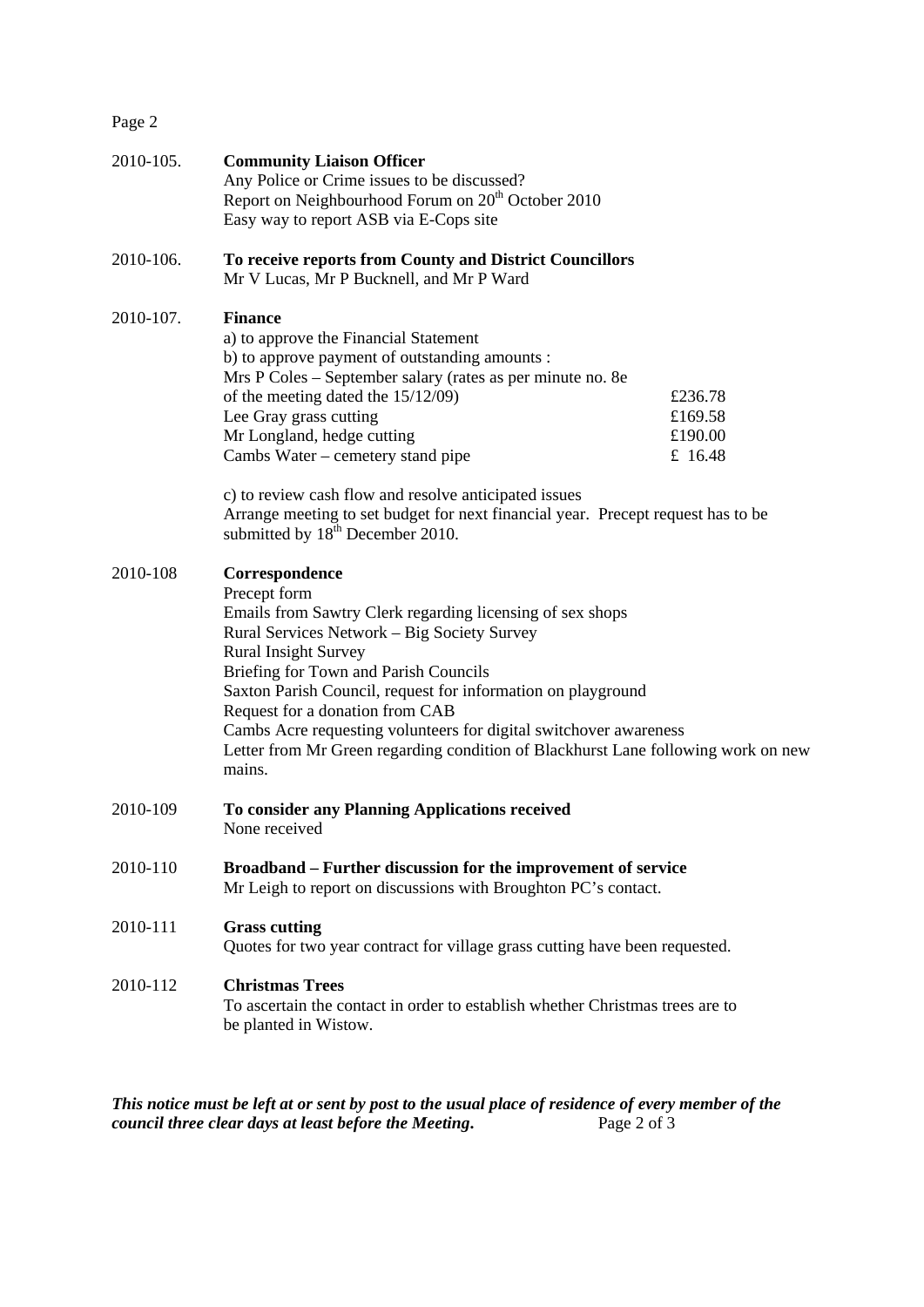2010-105. **Community Liaison Officer**

Any Police or Crime issues to be discussed?
Report on Neighbourhood Forum on 20th October 2010
Easy way to report ASB via E-Cops site

2010-106. **To receive reports from County and District Councillors**

Mr V Lucas, Mr P Bucknell, and Mr P Ward

2010-107. **Finance**

a) to approve the Financial Statement
b) to approve payment of outstanding amounts :

| | |
|---|---|
| Mrs P Coles – September salary (rates as per minute no. 8e of the meeting dated the 15/12/09) | £236.78 |
| Lee Gray grass cutting | £169.58 |
| Mr Longland, hedge cutting | £190.00 |
| Cambs Water – cemetery stand pipe | £ 16.48 |

c) to review cash flow and resolve anticipated issues
Arrange meeting to set budget for next financial year. Precept request has to be submitted by 18th December 2010.

2010-108 **Correspondence**

Precept form
Emails from Sawtry Clerk regarding licensing of sex shops
Rural Services Network – Big Society Survey
Rural Insight Survey
Briefing for Town and Parish Councils
Saxton Parish Council, request for information on playground
Request for a donation from CAB
Cambs Acre requesting volunteers for digital switchover awareness
Letter from Mr Green regarding condition of Blackhurst Lane following work on new mains.

2010-109 **To consider any Planning Applications received**

None received

2010-110 **Broadband – Further discussion for the improvement of service**

Mr Leigh to report on discussions with Broughton PC's contact.

2010-111 **Grass cutting**

Quotes for two year contract for village grass cutting have been requested.

2010-112 **Christmas Trees**

To ascertain the contact in order to establish whether Christmas trees are to be planted in Wistow.

***This notice must be left at or sent by post to the usual place of residence of every member of the council three clear days at least before the Meeting.***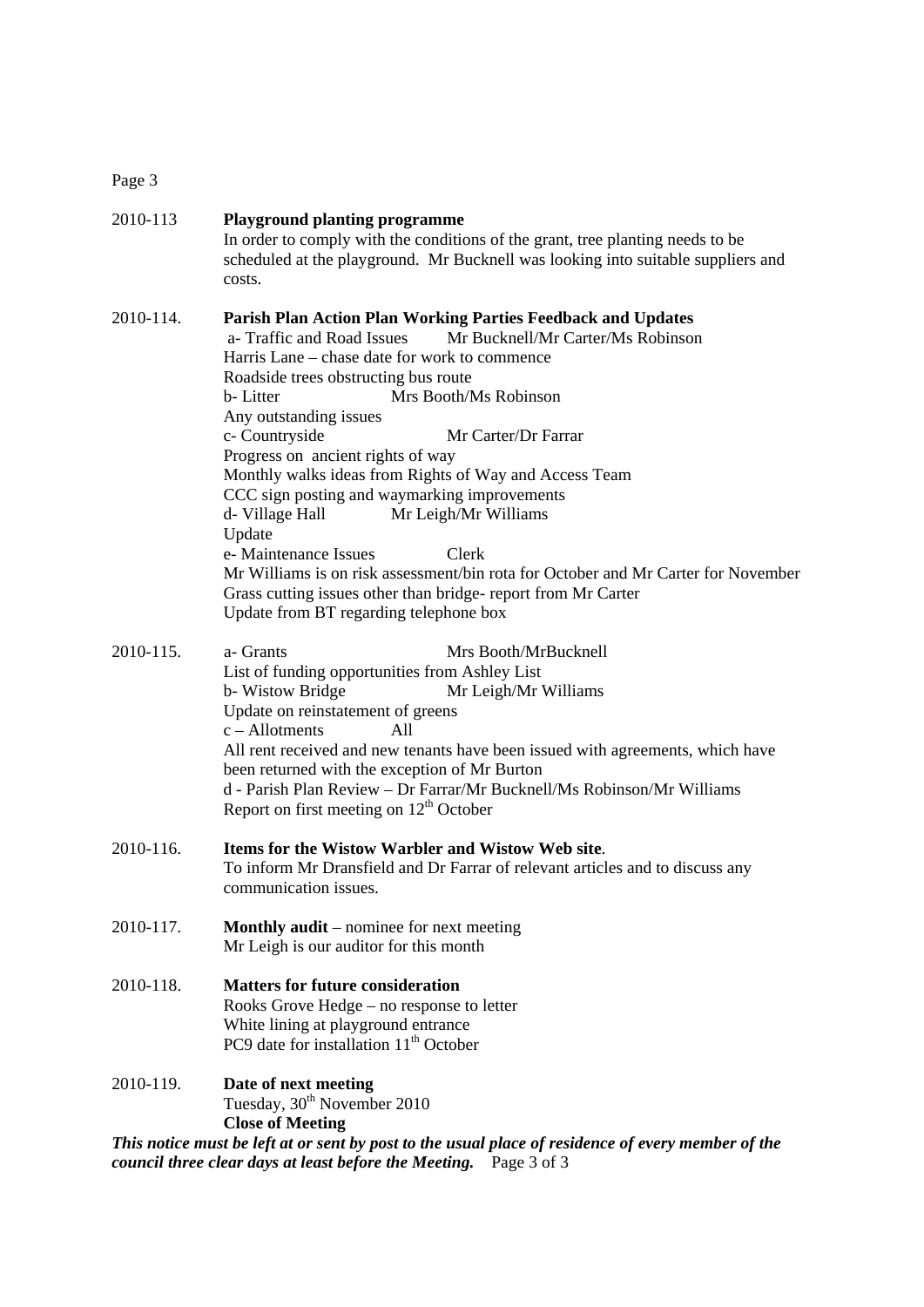2010-113 **Playground planting programme**
In order to comply with the conditions of the grant, tree planting needs to be scheduled at the playground. Mr Bucknell was looking into suitable suppliers and costs.

2010-114. **Parish Plan Action Plan Working Parties Feedback and Updates**
a- Traffic and Road Issues Mr Bucknell/Mr Carter/Ms Robinson
Harris Lane – chase date for work to commence
Roadside trees obstructing bus route
b- Litter Mrs Booth/Ms Robinson
Any outstanding issues
c- Countryside Mr Carter/Dr Farrar
Progress on ancient rights of way
Monthly walks ideas from Rights of Way and Access Team
CCC sign posting and waymarking improvements
d- Village Hall Mr Leigh/Mr Williams
Update
e- Maintenance Issues Clerk
Mr Williams is on risk assessment/bin rota for October and Mr Carter for November
Grass cutting issues other than bridge- report from Mr Carter
Update from BT regarding telephone box

2010-115. a- Grants Mrs Booth/MrBucknell
List of funding opportunities from Ashley List
b- Wistow Bridge Mr Leigh/Mr Williams
Update on reinstatement of greens
c – Allotments All
All rent received and new tenants have been issued with agreements, which have been returned with the exception of Mr Burton
d - Parish Plan Review – Dr Farrar/Mr Bucknell/Ms Robinson/Mr Williams
Report on first meeting on 12th October

2010-116. **Items for the Wistow Warbler and Wistow Web site**.
To inform Mr Dransfield and Dr Farrar of relevant articles and to discuss any communication issues.

2010-117. **Monthly audit** – nominee for next meeting
Mr Leigh is our auditor for this month

2010-118. **Matters for future consideration**
Rooks Grove Hedge – no response to letter
White lining at playground entrance
PC9 date for installation 11th October

2010-119. **Date of next meeting**
Tuesday, 30th November 2010
**Close of Meeting**

***This notice must be left at or sent by post to the usual place of residence of every member of the council three clear days at least before the Meeting.***